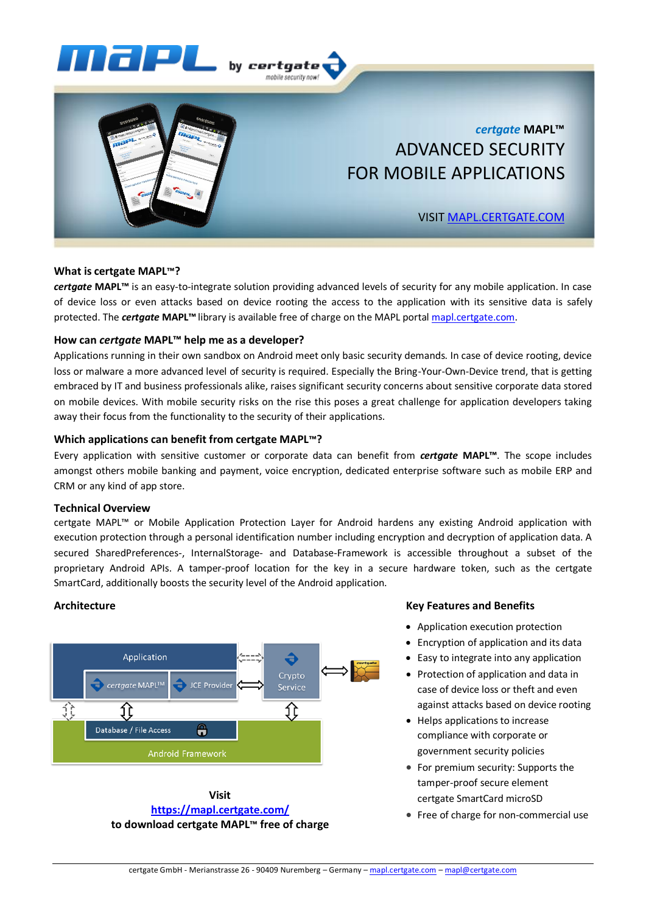# MAPL by certgate

*certgate* **MAPL™**

ADVANCED SECURITY FOR MOBILE APPLICATIONS

VISIT [MAPL.CERTGATE.COM](http://mapl.certgate.com)

### What is certgate MAPL™?

***certgate* MAPL™** is an easy-to-integrate solution providing advanced levels of security for any mobile application. In case of device loss or even attacks based on device rooting the access to the application with its sensitive data is safely protected. The ***certgate* MAPL™** library is available free of charge on the MAPL portal [mapl.certgate.com](http://mapl.certgate.com).

### How can *certgate* MAPL™ help me as a developer?

Applications running in their own sandbox on Android meet only basic security demands. In case of device rooting, device loss or malware a more advanced level of security is required. Especially the Bring-Your-Own-Device trend, that is getting embraced by IT and business professionals alike, raises significant security concerns about sensitive corporate data stored on mobile devices. With mobile security risks on the rise this poses a great challenge for application developers taking away their focus from the functionality to the security of their applications.

### Which applications can benefit from certgate MAPL™?

Every application with sensitive customer or corporate data can benefit from ***certgate* MAPL™**. The scope includes amongst others mobile banking and payment, voice encryption, dedicated enterprise software such as mobile ERP and CRM or any kind of app store.

### Technical Overview

certgate MAPL™ or Mobile Application Protection Layer for Android hardens any existing Android application with execution protection through a personal identification number including encryption and decryption of application data. A secured SharedPreferences-, InternalStorage- and Database-Framework is accessible throughout a subset of the proprietary Android APIs. A tamper-proof location for the key in a secure hardware token, such as the certgate SmartCard, additionally boosts the security level of the Android application.

### Architecture

Application | certgate MAPL™ | JCE Provider | Crypto Service | Database / File Access | Android Framework

**Visit**
**[https://mapl.certgate.com/](https://mapl.certgate.com/)**
**to download certgate MAPL™ free of charge**

### Key Features and Benefits

- Application execution protection
- Encryption of application and its data
- Easy to integrate into any application
- Protection of application and data in case of device loss or theft and even against attacks based on device rooting
- Helps applications to increase compliance with corporate or government security policies
- For premium security: Supports the tamper-proof secure element certgate SmartCard microSD
- Free of charge for non-commercial use

certgate GmbH - Merianstrasse 26 - 90409 Nuremberg – Germany – [mapl.certgate.com](http://mapl.certgate.com) – [mapl@certgate.com](mailto:mapl@certgate.com)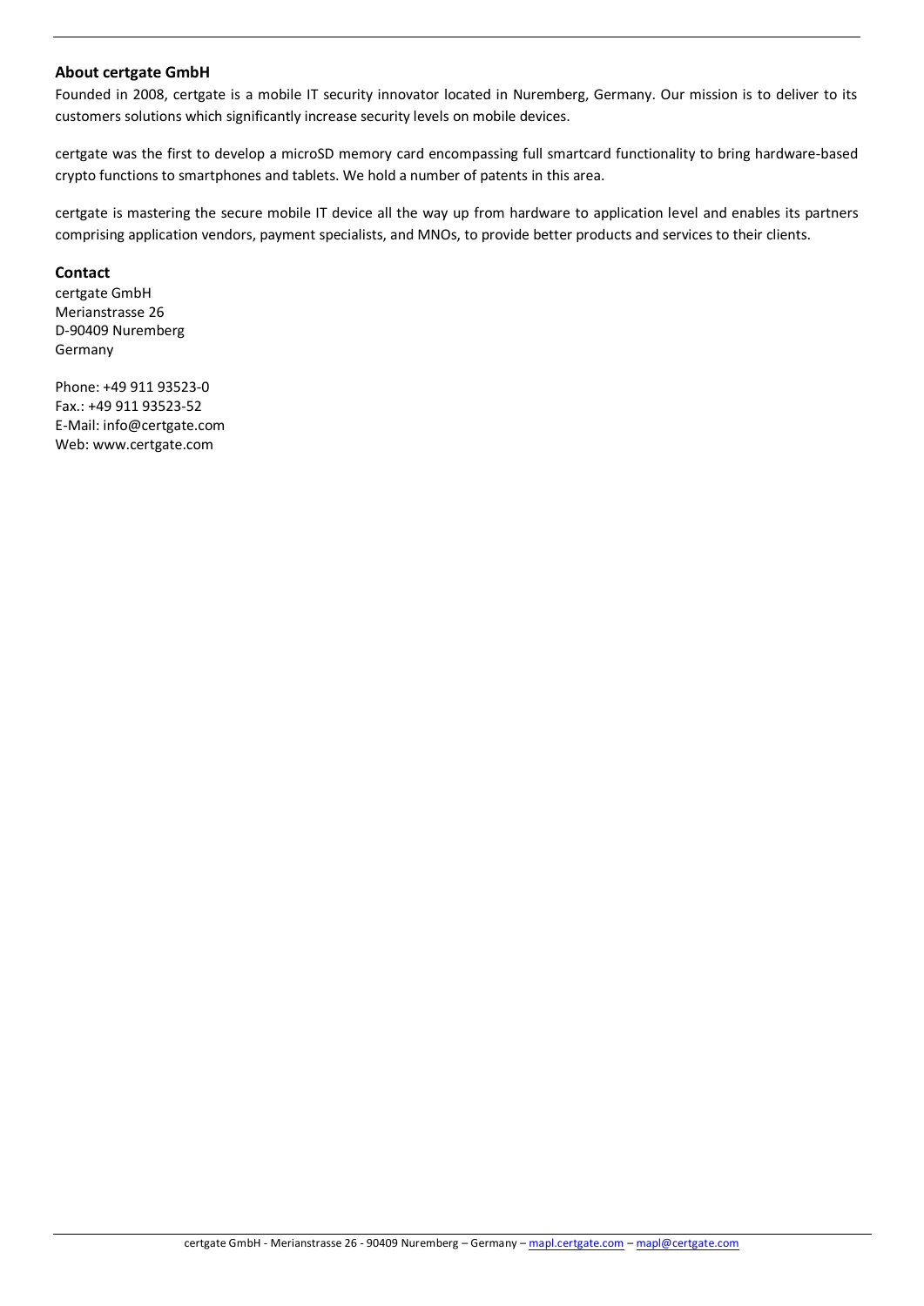### About certgate GmbH

Founded in 2008, certgate is a mobile IT security innovator located in Nuremberg, Germany. Our mission is to deliver to its customers solutions which significantly increase security levels on mobile devices.

certgate was the first to develop a microSD memory card encompassing full smartcard functionality to bring hardware-based crypto functions to smartphones and tablets. We hold a number of patents in this area.

certgate is mastering the secure mobile IT device all the way up from hardware to application level and enables its partners comprising application vendors, payment specialists, and MNOs, to provide better products and services to their clients.

### Contact

certgate GmbH
Merianstrasse 26
D-90409 Nuremberg
Germany

Phone: +49 911 93523-0
Fax.: +49 911 93523-52
E-Mail: info@certgate.com
Web: www.certgate.com